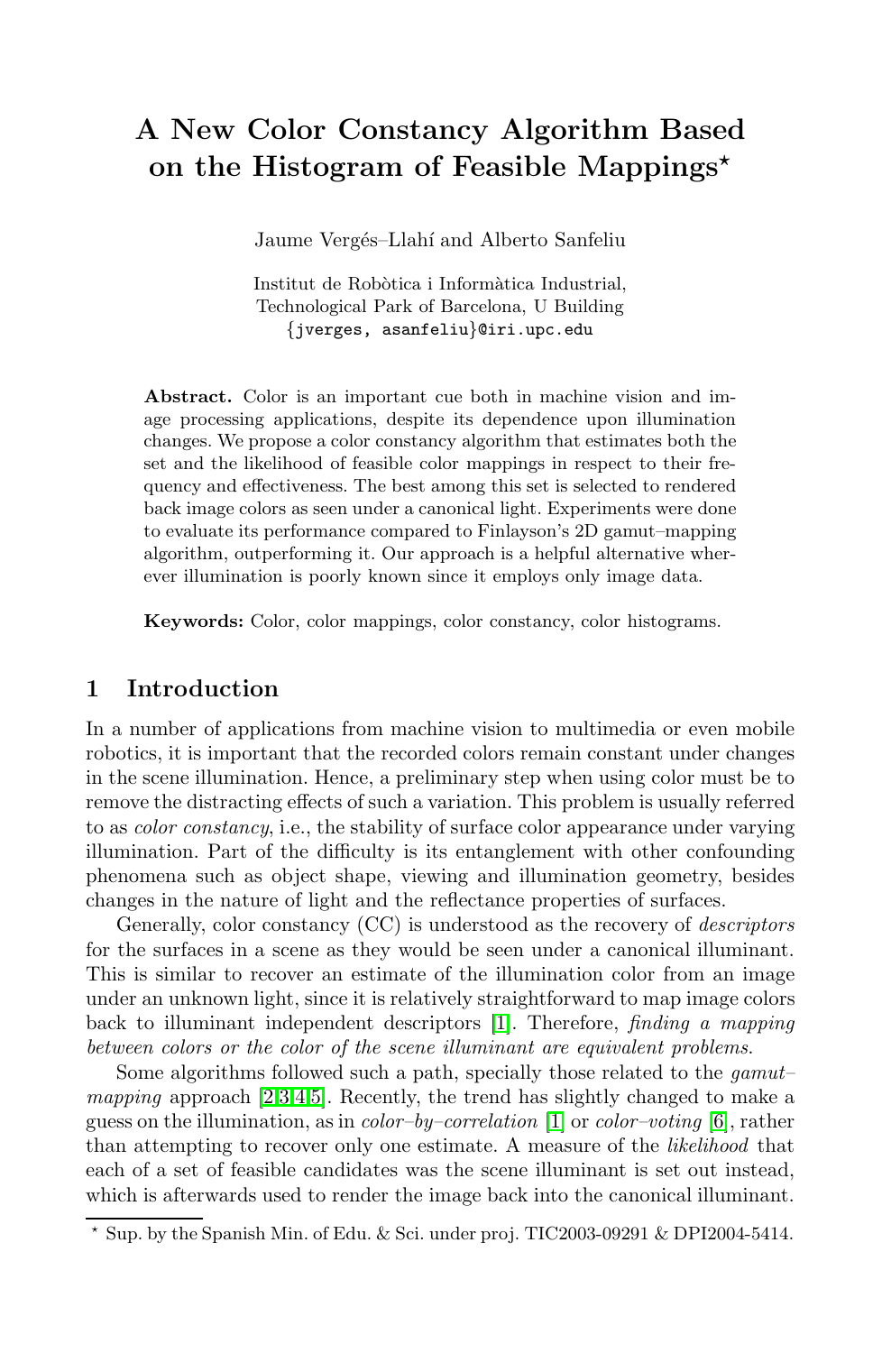# A New Color Constancy Algorithm Based on the Histogram of Feasible Mappings*

Jaume Vergés–Llahí and Alberto Sanfeliu

Institut de Robòtica i Informàtica Industrial,
Technological Park of Barcelona, U Building
{jverges, asanfeliu}@iri.upc.edu

**Abstract.** Color is an important cue both in machine vision and image processing applications, despite its dependence upon illumination changes. We propose a color constancy algorithm that estimates both the set and the likelihood of feasible color mappings in respect to their frequency and effectiveness. The best among this set is selected to rendered back image colors as seen under a canonical light. Experiments were done to evaluate its performance compared to Finlayson's 2D gamut–mapping algorithm, outperforming it. Our approach is a helpful alternative wherever illumination is poorly known since it employs only image data.

**Keywords:** Color, color mappings, color constancy, color histograms.

## 1 Introduction

In a number of applications from machine vision to multimedia or even mobile robotics, it is important that the recorded colors remain constant under changes in the scene illumination. Hence, a preliminary step when using color must be to remove the distracting effects of such a variation. This problem is usually referred to as *color constancy*, i.e., the stability of surface color appearance under varying illumination. Part of the difficulty is its entanglement with other confounding phenomena such as object shape, viewing and illumination geometry, besides changes in the nature of light and the reflectance properties of surfaces.

Generally, color constancy (CC) is understood as the recovery of *descriptors* for the surfaces in a scene as they would be seen under a canonical illuminant. This is similar to recover an estimate of the illumination color from an image under an unknown light, since it is relatively straightforward to map image colors back to illuminant independent descriptors [1]. Therefore, *finding a mapping between colors or the color of the scene illuminant are equivalent problems*.

Some algorithms followed such a path, specially those related to the *gamut–mapping* approach [2,3,4,5]. Recently, the trend has slightly changed to make a guess on the illumination, as in *color–by–correlation* [1] or *color–voting* [6], rather than attempting to recover only one estimate. A measure of the *likelihood* that each of a set of feasible candidates was the scene illuminant is set out instead, which is afterwards used to render the image back into the canonical illuminant.

* Sup. by the Spanish Min. of Edu. & Sci. under proj. TIC2003-09291 & DPI2004-5414.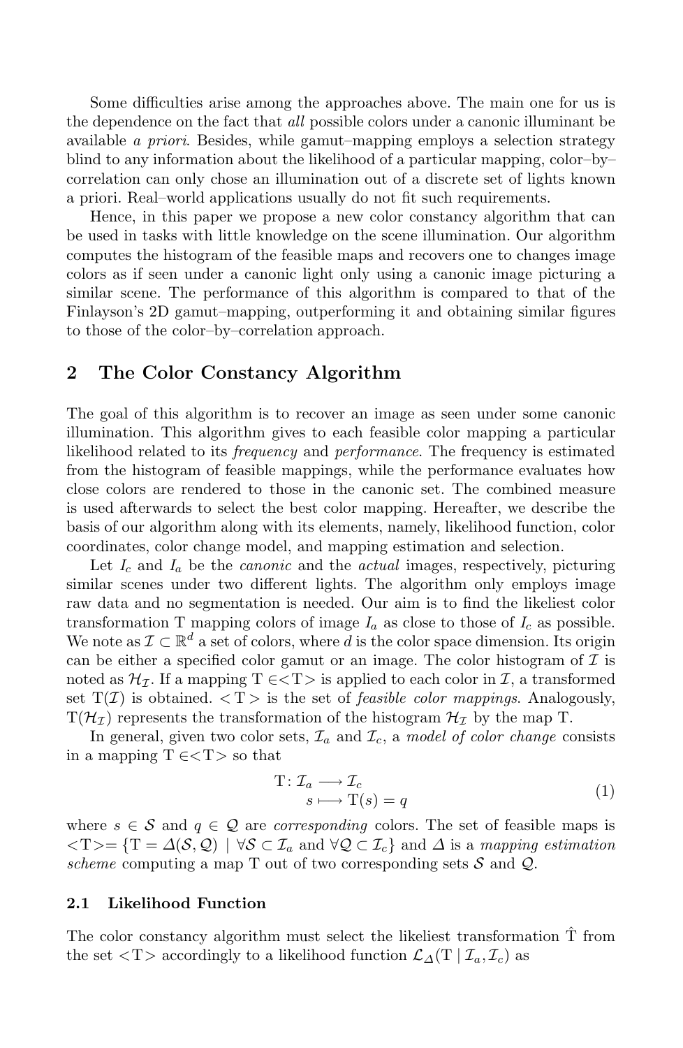Some difficulties arise among the approaches above. The main one for us is the dependence on the fact that *all* possible colors under a canonic illuminant be available *a priori*. Besides, while gamut–mapping employs a selection strategy blind to any information about the likelihood of a particular mapping, color–by–correlation can only chose an illumination out of a discrete set of lights known a priori. Real–world applications usually do not fit such requirements.

Hence, in this paper we propose a new color constancy algorithm that can be used in tasks with little knowledge on the scene illumination. Our algorithm computes the histogram of the feasible maps and recovers one to changes image colors as if seen under a canonic light only using a canonic image picturing a similar scene. The performance of this algorithm is compared to that of the Finlayson's 2D gamut–mapping, outperforming it and obtaining similar figures to those of the color–by–correlation approach.

## 2 The Color Constancy Algorithm

The goal of this algorithm is to recover an image as seen under some canonic illumination. This algorithm gives to each feasible color mapping a particular likelihood related to its *frequency* and *performance*. The frequency is estimated from the histogram of feasible mappings, while the performance evaluates how close colors are rendered to those in the canonic set. The combined measure is used afterwards to select the best color mapping. Hereafter, we describe the basis of our algorithm along with its elements, namely, likelihood function, color coordinates, color change model, and mapping estimation and selection.

Let $I_c$ and $I_a$ be the *canonic* and the *actual* images, respectively, picturing similar scenes under two different lights. The algorithm only employs image raw data and no segmentation is needed. Our aim is to find the likeliest color transformation T mapping colors of image $I_a$ as close to those of $I_c$ as possible. We note as $\mathcal{I} \subset \mathbb{R}^d$ a set of colors, where $d$ is the color space dimension. Its origin can be either a specified color gamut or an image. The color histogram of $\mathcal{I}$ is noted as $\mathcal{H}_{\mathcal{I}}$. If a mapping $\mathrm{T} \in <\mathrm{T}>$ is applied to each color in $\mathcal{I}$, a transformed set $\mathrm{T}(\mathcal{I})$ is obtained. $<\mathrm{T}>$ is the set of *feasible color mappings*. Analogously, $\mathrm{T}(\mathcal{H}_{\mathcal{I}})$ represents the transformation of the histogram $\mathcal{H}_{\mathcal{I}}$ by the map T.

In general, given two color sets, $\mathcal{I}_a$ and $\mathcal{I}_c$, a *model of color change* consists in a mapping $\mathrm{T} \in <\mathrm{T}>$ so that

$$
\begin{aligned}
\mathrm{T}\colon \mathcal{I}_a &\longrightarrow \mathcal{I}_c \\
s &\longmapsto \mathrm{T}(s) = q
\end{aligned}
\tag{1}
$$

where $s \in \mathcal{S}$ and $q \in \mathcal{Q}$ are *corresponding* colors. The set of feasible maps is $<\mathrm{T}> = \{\mathrm{T} = \Delta(\mathcal{S}, \mathcal{Q}) \mid \forall \mathcal{S} \subset \mathcal{I}_a \text{ and } \forall \mathcal{Q} \subset \mathcal{I}_c\}$ and $\Delta$ is a *mapping estimation scheme* computing a map T out of two corresponding sets $\mathcal{S}$ and $\mathcal{Q}$.

### 2.1 Likelihood Function

The color constancy algorithm must select the likeliest transformation $\hat{\mathrm{T}}$ from the set $<\mathrm{T}>$ accordingly to a likelihood function $\mathcal{L}_{\Delta}(\mathrm{T} \mid \mathcal{I}_a, \mathcal{I}_c)$ as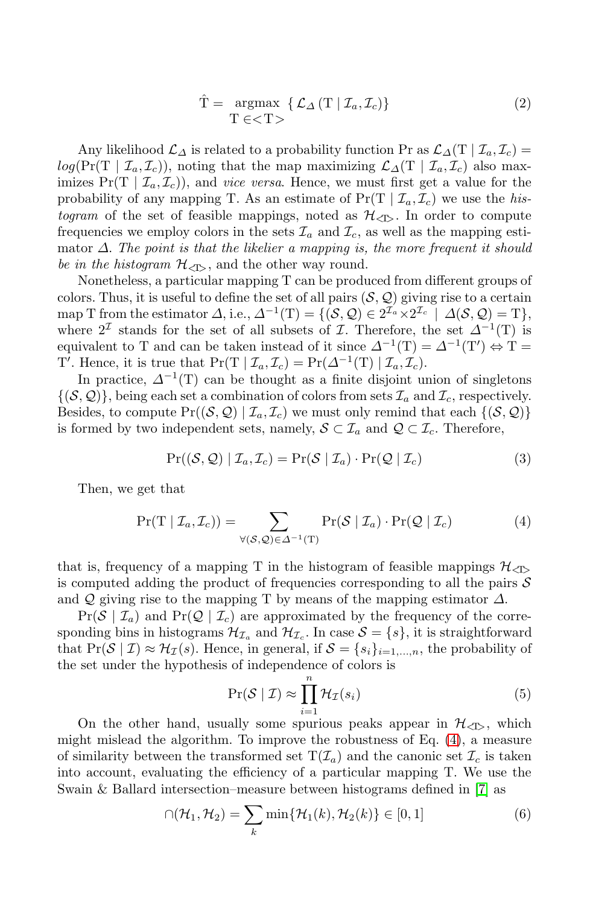$$\hat{\mathrm{T}} = \underset{\mathrm{T} \in <\mathrm{T}>}{\operatorname{argmax}} \; \{\mathcal{L}_{\Delta}(\mathrm{T} \mid \mathcal{I}_a, \mathcal{I}_c)\} \tag{2}$$

Any likelihood $\mathcal{L}_{\Delta}$ is related to a probability function Pr as $\mathcal{L}_{\Delta}(\mathrm{T} \mid \mathcal{I}_a, \mathcal{I}_c) = log(\Pr(\mathrm{T} \mid \mathcal{I}_a, \mathcal{I}_c))$, noting that the map maximizing $\mathcal{L}_{\Delta}(\mathrm{T} \mid \mathcal{I}_a, \mathcal{I}_c)$ also maximizes $\Pr(\mathrm{T} \mid \mathcal{I}_a, \mathcal{I}_c))$, and *vice versa*. Hence, we must first get a value for the probability of any mapping T. As an estimate of $\Pr(\mathrm{T} \mid \mathcal{I}_a, \mathcal{I}_c)$ we use the *histogram* of the set of feasible mappings, noted as $\mathcal{H}_{<\mathrm{T}>}$. In order to compute frequencies we employ colors in the sets $\mathcal{I}_a$ and $\mathcal{I}_c$, as well as the mapping estimator $\Delta$. *The point is that the likelier a mapping is, the more frequent it should be in the histogram* $\mathcal{H}_{<\mathrm{T}>}$, and the other way round.

Nonetheless, a particular mapping T can be produced from different groups of colors. Thus, it is useful to define the set of all pairs $(\mathcal{S}, \mathcal{Q})$ giving rise to a certain map T from the estimator $\Delta$, i.e., $\Delta^{-1}(\mathrm{T}) = \{(\mathcal{S}, \mathcal{Q}) \in 2^{\mathcal{I}_a} \times 2^{\mathcal{I}_c} \mid \Delta(\mathcal{S}, \mathcal{Q}) = \mathrm{T}\}$, where $2^{\mathcal{I}}$ stands for the set of all subsets of $\mathcal{I}$. Therefore, the set $\Delta^{-1}(\mathrm{T})$ is equivalent to T and can be taken instead of it since $\Delta^{-1}(\mathrm{T}) = \Delta^{-1}(\mathrm{T}') \Leftrightarrow \mathrm{T} = \mathrm{T}'$. Hence, it is true that $\Pr(\mathrm{T} \mid \mathcal{I}_a, \mathcal{I}_c) = \Pr(\Delta^{-1}(\mathrm{T}) \mid \mathcal{I}_a, \mathcal{I}_c)$.

In practice, $\Delta^{-1}(\mathrm{T})$ can be thought as a finite disjoint union of singletons $\{(\mathcal{S}, \mathcal{Q})\}$, being each set a combination of colors from sets $\mathcal{I}_a$ and $\mathcal{I}_c$, respectively. Besides, to compute $\Pr((\mathcal{S}, \mathcal{Q}) \mid \mathcal{I}_a, \mathcal{I}_c)$ we must only remind that each $\{(\mathcal{S}, \mathcal{Q})\}$ is formed by two independent sets, namely, $\mathcal{S} \subset \mathcal{I}_a$ and $\mathcal{Q} \subset \mathcal{I}_c$. Therefore,

$$\Pr((\mathcal{S}, \mathcal{Q}) \mid \mathcal{I}_a, \mathcal{I}_c) = \Pr(\mathcal{S} \mid \mathcal{I}_a) \cdot \Pr(\mathcal{Q} \mid \mathcal{I}_c) \tag{3}$$

Then, we get that

$$\Pr(\mathrm{T} \mid \mathcal{I}_a, \mathcal{I}_c)) = \sum_{\forall (\mathcal{S}, \mathcal{Q}) \in \Delta^{-1}(\mathrm{T})} \Pr(\mathcal{S} \mid \mathcal{I}_a) \cdot \Pr(\mathcal{Q} \mid \mathcal{I}_c) \tag{4}$$

that is, frequency of a mapping T in the histogram of feasible mappings $\mathcal{H}_{<\mathrm{T}>}$ is computed adding the product of frequencies corresponding to all the pairs $\mathcal{S}$ and $\mathcal{Q}$ giving rise to the mapping T by means of the mapping estimator $\Delta$.

$\Pr(\mathcal{S} \mid \mathcal{I}_a)$ and $\Pr(\mathcal{Q} \mid \mathcal{I}_c)$ are approximated by the frequency of the corresponding bins in histograms $\mathcal{H}_{\mathcal{I}_a}$ and $\mathcal{H}_{\mathcal{I}_c}$. In case $\mathcal{S} = \{s\}$, it is straightforward that $\Pr(\mathcal{S} \mid \mathcal{I}) \approx \mathcal{H}_{\mathcal{I}}(s)$. Hence, in general, if $\mathcal{S} = \{s_i\}_{i=1,\ldots,n}$, the probability of the set under the hypothesis of independence of colors is

$$\Pr(\mathcal{S} \mid \mathcal{I}) \approx \prod_{i=1}^{n} \mathcal{H}_{\mathcal{I}}(s_i) \tag{5}$$

On the other hand, usually some spurious peaks appear in $\mathcal{H}_{<\mathrm{T}>}$, which might mislead the algorithm. To improve the robustness of Eq. (4), a measure of similarity between the transformed set $\mathrm{T}(\mathcal{I}_a)$ and the canonic set $\mathcal{I}_c$ is taken into account, evaluating the efficiency of a particular mapping T. We use the Swain & Ballard intersection–measure between histograms defined in [7] as

$$\cap(\mathcal{H}_1, \mathcal{H}_2) = \sum_{k} \min\{\mathcal{H}_1(k), \mathcal{H}_2(k)\} \in [0, 1] \tag{6}$$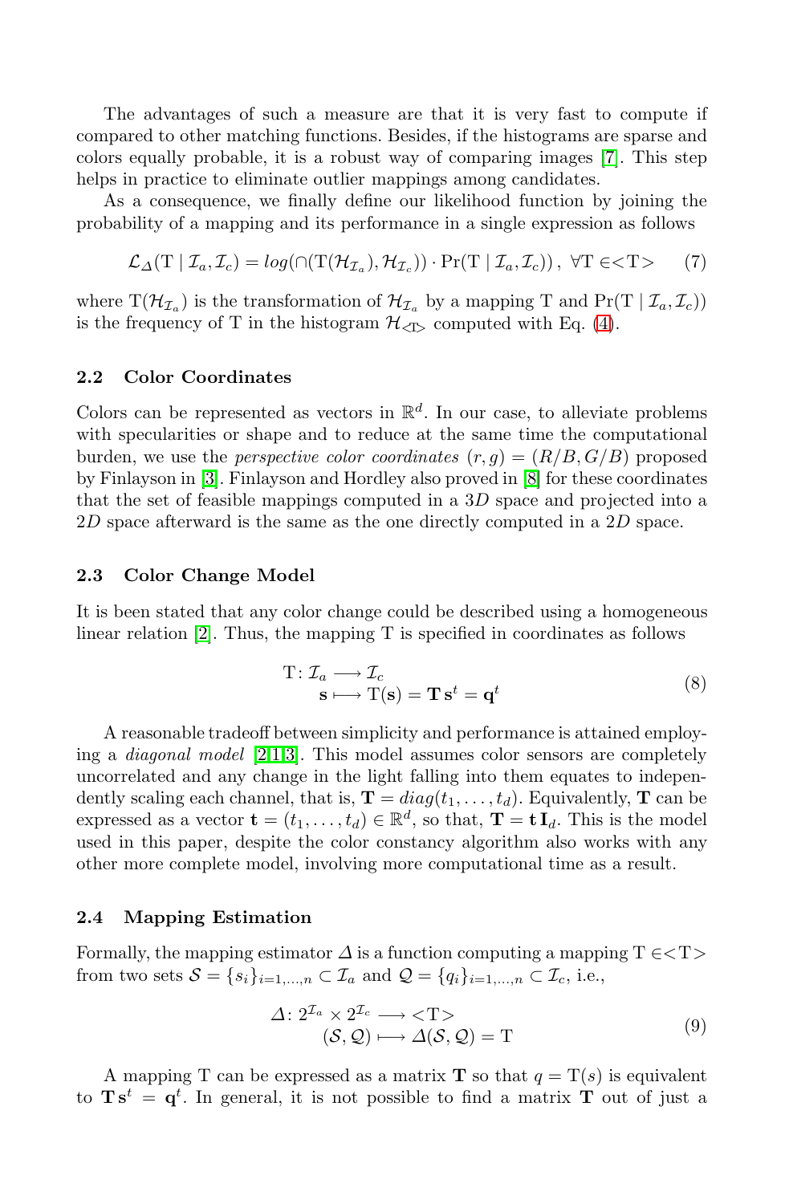The advantages of such a measure are that it is very fast to compute if compared to other matching functions. Besides, if the histograms are sparse and colors equally probable, it is a robust way of comparing images [7]. This step helps in practice to eliminate outlier mappings among candidates.

As a consequence, we finally define our likelihood function by joining the probability of a mapping and its performance in a single expression as follows

$$\mathcal{L}_{\Delta}(\mathrm{T} \mid \mathcal{I}_a, \mathcal{I}_c) = log(\cap(\mathrm{T}(\mathcal{H}_{\mathcal{I}_a}), \mathcal{H}_{\mathcal{I}_c})) \cdot \Pr(\mathrm{T} \mid \mathcal{I}_a, \mathcal{I}_c))\,, \;\; \forall \mathrm{T} \in <\mathrm{T}> \tag{7}$$

where $\mathrm{T}(\mathcal{H}_{\mathcal{I}_a})$ is the transformation of $\mathcal{H}_{\mathcal{I}_a}$ by a mapping T and $\Pr(\mathrm{T} \mid \mathcal{I}_a, \mathcal{I}_c))$ is the frequency of T in the histogram $\mathcal{H}_{<\mathrm{T}>}$ computed with Eq. (4).

### 2.2 Color Coordinates

Colors can be represented as vectors in $\mathbb{R}^d$. In our case, to alleviate problems with specularities or shape and to reduce at the same time the computational burden, we use the *perspective color coordinates* $(r, g) = (R/B, G/B)$ proposed by Finlayson in [3]. Finlayson and Hordley also proved in [8] for these coordinates that the set of feasible mappings computed in a $3D$ space and projected into a $2D$ space afterward is the same as the one directly computed in a $2D$ space.

### 2.3 Color Change Model

It is been stated that any color change could be described using a homogeneous linear relation [2]. Thus, the mapping T is specified in coordinates as follows

$$\begin{aligned} \mathrm{T} \colon \mathcal{I}_a &\longrightarrow \mathcal{I}_c \\ \mathbf{s} &\longmapsto \mathrm{T}(\mathbf{s}) = \mathbf{T}\,\mathbf{s}^t = \mathbf{q}^t \end{aligned} \tag{8}$$

A reasonable tradeoff between simplicity and performance is attained employing a *diagonal model* [2,1,3]. This model assumes color sensors are completely uncorrelated and any change in the light falling into them equates to independently scaling each channel, that is, $\mathbf{T} = diag(t_1, \ldots, t_d)$. Equivalently, $\mathbf{T}$ can be expressed as a vector $\mathbf{t} = (t_1, \ldots, t_d) \in \mathbb{R}^d$, so that, $\mathbf{T} = \mathbf{t}\,\mathbf{I}_d$. This is the model used in this paper, despite the color constancy algorithm also works with any other more complete model, involving more computational time as a result.

### 2.4 Mapping Estimation

Formally, the mapping estimator $\Delta$ is a function computing a mapping $\mathrm{T} \in <\mathrm{T}>$ from two sets $\mathcal{S} = \{s_i\}_{i=1,\ldots,n} \subset \mathcal{I}_a$ and $\mathcal{Q} = \{q_i\}_{i=1,\ldots,n} \subset \mathcal{I}_c$, i.e.,

$$\begin{aligned} \Delta \colon 2^{\mathcal{I}_a} \times 2^{\mathcal{I}_c} &\longrightarrow <\mathrm{T}> \\ (\mathcal{S}, \mathcal{Q}) &\longmapsto \Delta(\mathcal{S}, \mathcal{Q}) = \mathrm{T} \end{aligned} \tag{9}$$

A mapping T can be expressed as a matrix $\mathbf{T}$ so that $q = \mathrm{T}(s)$ is equivalent to $\mathbf{T}\,\mathbf{s}^t = \mathbf{q}^t$. In general, it is not possible to find a matrix $\mathbf{T}$ out of just a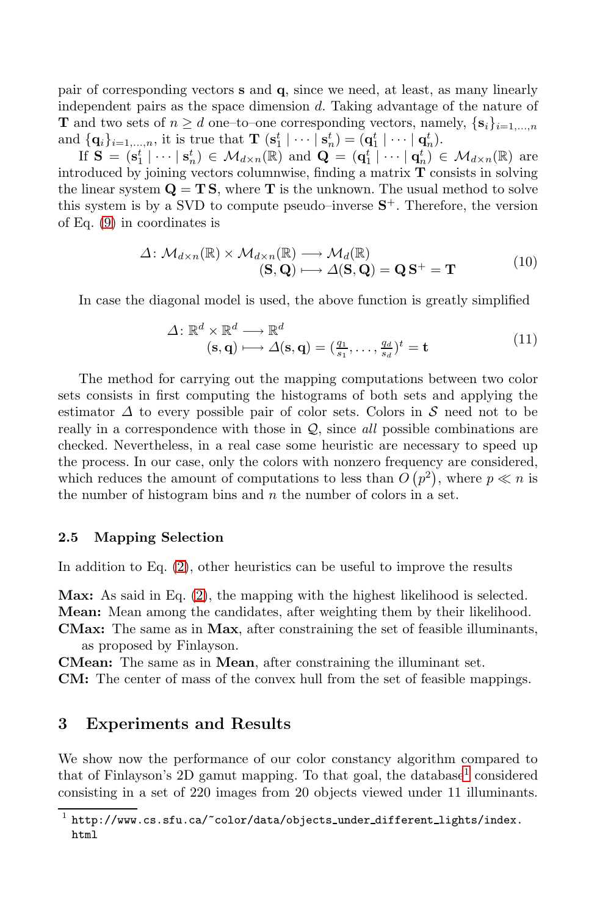pair of corresponding vectors $\mathbf{s}$ and $\mathbf{q}$, since we need, at least, as many linearly independent pairs as the space dimension $d$. Taking advantage of the nature of $\mathbf{T}$ and two sets of $n \geq d$ one–to–one corresponding vectors, namely, $\{\mathbf{s}_i\}_{i=1,\dots,n}$ and $\{\mathbf{q}_i\}_{i=1,\dots,n}$, it is true that $\mathbf{T}\,(\mathbf{s}_1^t \mid \cdots \mid \mathbf{s}_n^t) = (\mathbf{q}_1^t \mid \cdots \mid \mathbf{q}_n^t)$.

If $\mathbf{S} = (\mathbf{s}_1^t \mid \cdots \mid \mathbf{s}_n^t) \in \mathcal{M}_{d\times n}(\mathbb{R})$ and $\mathbf{Q} = (\mathbf{q}_1^t \mid \cdots \mid \mathbf{q}_n^t) \in \mathcal{M}_{d\times n}(\mathbb{R})$ are introduced by joining vectors columnwise, finding a matrix $\mathbf{T}$ consists in solving the linear system $\mathbf{Q} = \mathbf{T}\,\mathbf{S}$, where $\mathbf{T}$ is the unknown. The usual method to solve this system is by a SVD to compute pseudo–inverse $\mathbf{S}^+$. Therefore, the version of Eq. (9) in coordinates is

$$
\begin{aligned}
\varDelta\colon \mathcal{M}_{d\times n}(\mathbb{R}) \times \mathcal{M}_{d\times n}(\mathbb{R}) &\longrightarrow \mathcal{M}_{d}(\mathbb{R}) \\
(\mathbf{S}, \mathbf{Q}) &\longmapsto \varDelta(\mathbf{S}, \mathbf{Q}) = \mathbf{Q}\,\mathbf{S}^+ = \mathbf{T}
\end{aligned}
\tag{10}
$$

In case the diagonal model is used, the above function is greatly simplified

$$
\begin{aligned}
\varDelta\colon \mathbb{R}^d \times \mathbb{R}^d &\longrightarrow \mathbb{R}^d \\
(\mathbf{s}, \mathbf{q}) &\longmapsto \varDelta(\mathbf{s}, \mathbf{q}) = (\tfrac{q_1}{s_1}, \dots, \tfrac{q_d}{s_d})^t = \mathbf{t}
\end{aligned}
\tag{11}
$$

The method for carrying out the mapping computations between two color sets consists in first computing the histograms of both sets and applying the estimator $\varDelta$ to every possible pair of color sets. Colors in $\mathcal{S}$ need not to be really in a correspondence with those in $\mathcal{Q}$, since *all* possible combinations are checked. Nevertheless, in a real case some heuristic are necessary to speed up the process. In our case, only the colors with nonzero frequency are considered, which reduces the amount of computations to less than $O\left(p^2\right)$, where $p \ll n$ is the number of histogram bins and $n$ the number of colors in a set.

### 2.5 Mapping Selection

In addition to Eq. (2), other heuristics can be useful to improve the results

**Max:** As said in Eq. (2), the mapping with the highest likelihood is selected.
**Mean:** Mean among the candidates, after weighting them by their likelihood.
**CMax:** The same as in **Max**, after constraining the set of feasible illuminants, as proposed by Finlayson.
**CMean:** The same as in **Mean**, after constraining the illuminant set.
**CM:** The center of mass of the convex hull from the set of feasible mappings.

## 3 Experiments and Results

We show now the performance of our color constancy algorithm compared to that of Finlayson's 2D gamut mapping. To that goal, the database[1] considered consisting in a set of 220 images from 20 objects viewed under 11 illuminants.

[1] http://www.cs.sfu.ca/~color/data/objects_under_different_lights/index.html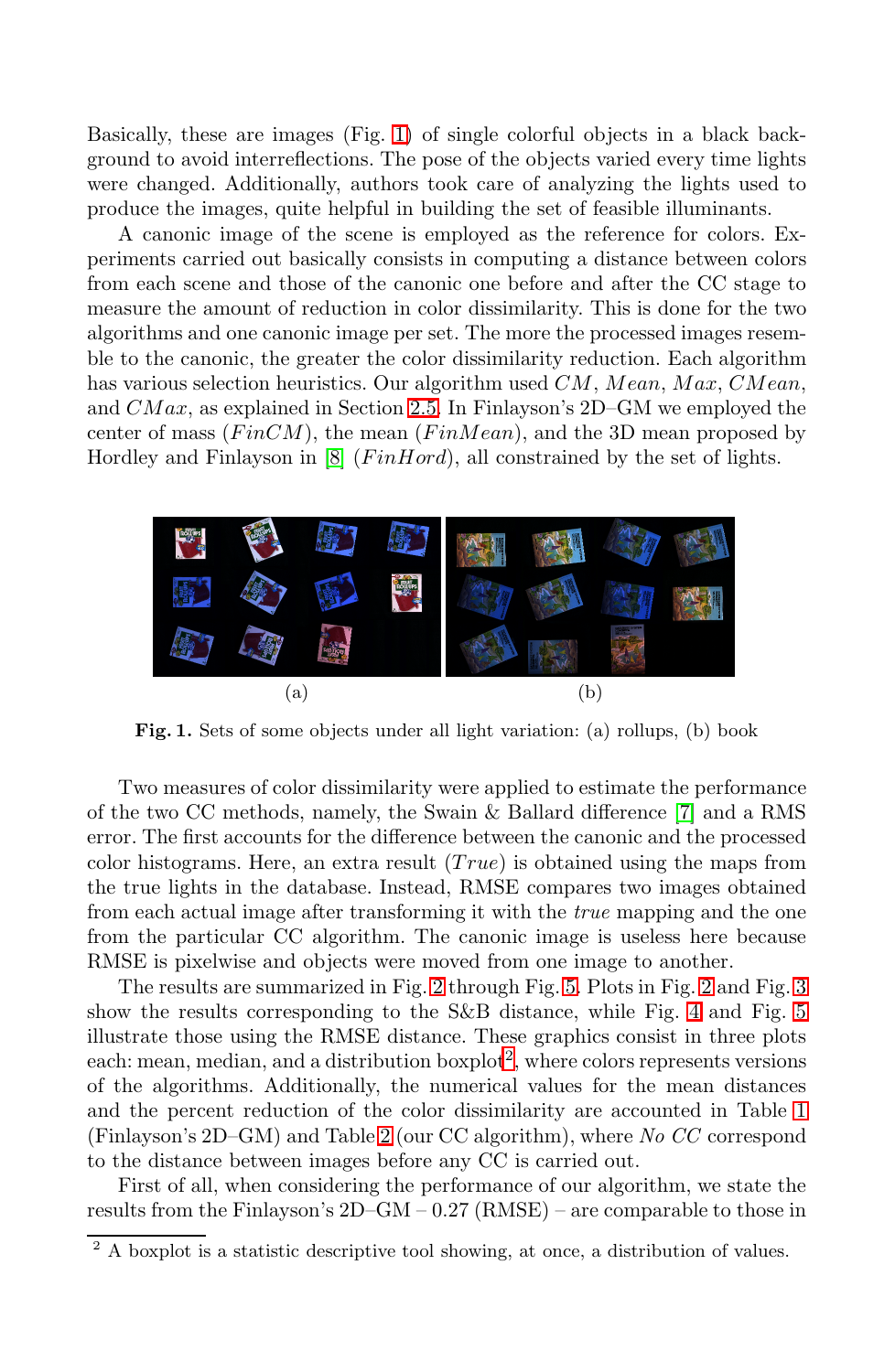Basically, these are images (Fig. 1) of single colorful objects in a black background to avoid interreflections. The pose of the objects varied every time lights were changed. Additionally, authors took care of analyzing the lights used to produce the images, quite helpful in building the set of feasible illuminants.

A canonic image of the scene is employed as the reference for colors. Experiments carried out basically consists in computing a distance between colors from each scene and those of the canonic one before and after the CC stage to measure the amount of reduction in color dissimilarity. This is done for the two algorithms and one canonic image per set. The more the processed images resemble to the canonic, the greater the color dissimilarity reduction. Each algorithm has various selection heuristics. Our algorithm used $CM$, $Mean$, $Max$, $CMean$, and $CMax$, as explained in Section 2.5. In Finlayson's 2D–GM we employed the center of mass ($FinCM$), the mean ($FinMean$), and the 3D mean proposed by Hordley and Finlayson in [8] ($FinHord$), all constrained by the set of lights.

(a) (b)

**Fig. 1.** Sets of some objects under all light variation: (a) rollups, (b) book

Two measures of color dissimilarity were applied to estimate the performance of the two CC methods, namely, the Swain & Ballard difference [7] and a RMS error. The first accounts for the difference between the canonic and the processed color histograms. Here, an extra result ($True$) is obtained using the maps from the true lights in the database. Instead, RMSE compares two images obtained from each actual image after transforming it with the *true* mapping and the one from the particular CC algorithm. The canonic image is useless here because RMSE is pixelwise and objects were moved from one image to another.

The results are summarized in Fig. 2 through Fig. 5. Plots in Fig. 2 and Fig. 3 show the results corresponding to the S&B distance, while Fig. 4 and Fig. 5 illustrate those using the RMSE distance. These graphics consist in three plots each: mean, median, and a distribution boxplot[2], where colors represents versions of the algorithms. Additionally, the numerical values for the mean distances and the percent reduction of the color dissimilarity are accounted in Table 1 (Finlayson's 2D–GM) and Table 2 (our CC algorithm), where *No CC* correspond to the distance between images before any CC is carried out.

First of all, when considering the performance of our algorithm, we state the results from the Finlayson's 2D–GM – 0.27 (RMSE) – are comparable to those in

[2] A boxplot is a statistic descriptive tool showing, at once, a distribution of values.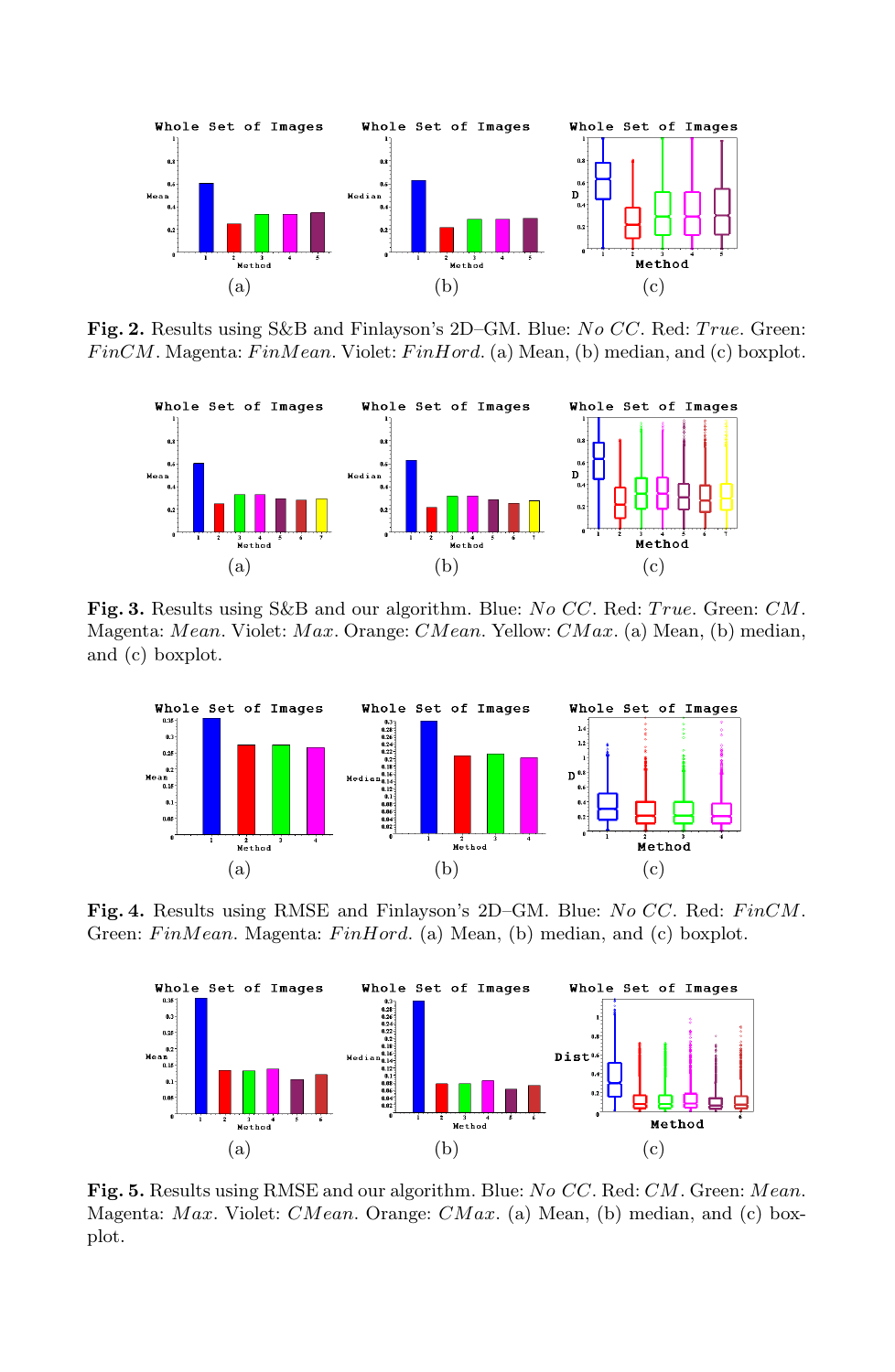**Fig. 2.** Results using S&B and Finlayson's 2D–GM. Blue: *No CC*. Red: *True*. Green: *FinCM*. Magenta: *FinMean*. Violet: *FinHord*. (a) Mean, (b) median, and (c) boxplot.

**Fig. 3.** Results using S&B and our algorithm. Blue: *No CC*. Red: *True*. Green: *CM*. Magenta: *Mean*. Violet: *Max*. Orange: *CMean*. Yellow: *CMax*. (a) Mean, (b) median, and (c) boxplot.

**Fig. 4.** Results using RMSE and Finlayson's 2D–GM. Blue: *No CC*. Red: *FinCM*. Green: *FinMean*. Magenta: *FinHord*. (a) Mean, (b) median, and (c) boxplot.

**Fig. 5.** Results using RMSE and our algorithm. Blue: *No CC*. Red: *CM*. Green: *Mean*. Magenta: *Max*. Violet: *CMean*. Orange: *CMax*. (a) Mean, (b) median, and (c) boxplot.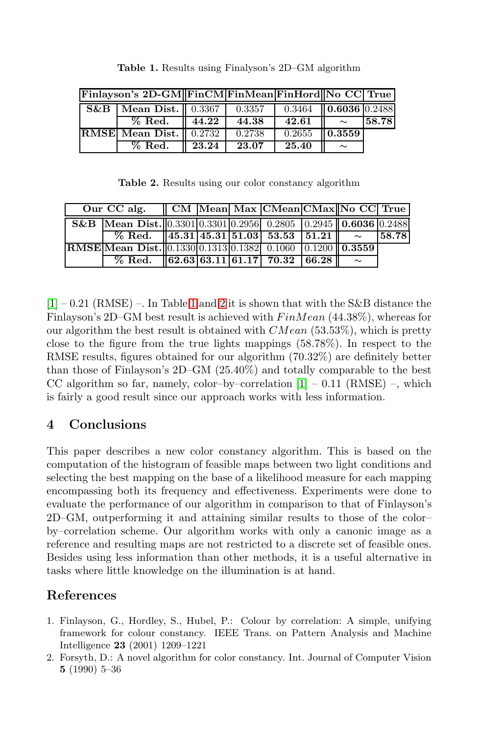**Table 1.** Results using Finalyson's 2D–GM algorithm

| Finlayson's 2D-GM | | FinCM | FinMean | FinHord | No CC | True |
|---|---|---|---|---|---|---|
| **S&B** | **Mean Dist.** | 0.3367 | 0.3357 | 0.3464 | **0.6036** | 0.2488 |
| | **% Red.** | **44.22** | **44.38** | **42.61** | ∼ | **58.78** |
| **RMSE** | **Mean Dist.** | 0.2732 | 0.2738 | 0.2655 | **0.3559** | |
| | **% Red.** | **23.24** | **23.07** | **25.40** | ∼ | |

**Table 2.** Results using our color constancy algorithm

| Our CC alg. | | CM | Mean | Max | CMean | CMax | No CC | True |
|---|---|---|---|---|---|---|---|---|
| **S&B** | **Mean Dist.** | 0.3301 | 0.3301 | 0.2956 | 0.2805 | 0.2945 | **0.6036** | 0.2488 |
| | **% Red.** | **45.31** | **45.31** | **51.03** | **53.53** | **51.21** | ∼ | **58.78** |
| **RMSE** | **Mean Dist.** | 0.1330 | 0.1313 | 0.1382 | 0.1060 | 0.1200 | **0.3559** | |
| | **% Red.** | **62.63** | **63.11** | **61.17** | **70.32** | **66.28** | ∼ | |

[1] – 0.21 (RMSE) –. In Table 1 and 2 it is shown that with the S&B distance the Finlayson's 2D–GM best result is achieved with $FinMean$ (44.38%), whereas for our algorithm the best result is obtained with $CMean$ (53.53%), which is pretty close to the figure from the true lights mappings (58.78%). In respect to the RMSE results, figures obtained for our algorithm (70.32%) are definitely better than those of Finlayson's 2D–GM (25.40%) and totally comparable to the best CC algorithm so far, namely, color–by–correlation [1] – 0.11 (RMSE) –, which is fairly a good result since our approach works with less information.

## 4 Conclusions

This paper describes a new color constancy algorithm. This is based on the computation of the histogram of feasible maps between two light conditions and selecting the best mapping on the base of a likelihood measure for each mapping encompassing both its frequency and effectiveness. Experiments were done to evaluate the performance of our algorithm in comparison to that of Finlayson's 2D–GM, outperforming it and attaining similar results to those of the color–by–correlation scheme. Our algorithm works with only a canonic image as a reference and resulting maps are not restricted to a discrete set of feasible ones. Besides using less information than other methods, it is a useful alternative in tasks where little knowledge on the illumination is at hand.

## References

1. Finlayson, G., Hordley, S., Hubel, P.: Colour by correlation: A simple, unifying framework for colour constancy. IEEE Trans. on Pattern Analysis and Machine Intelligence **23** (2001) 1209–1221
2. Forsyth, D.: A novel algorithm for color constancy. Int. Journal of Computer Vision **5** (1990) 5–36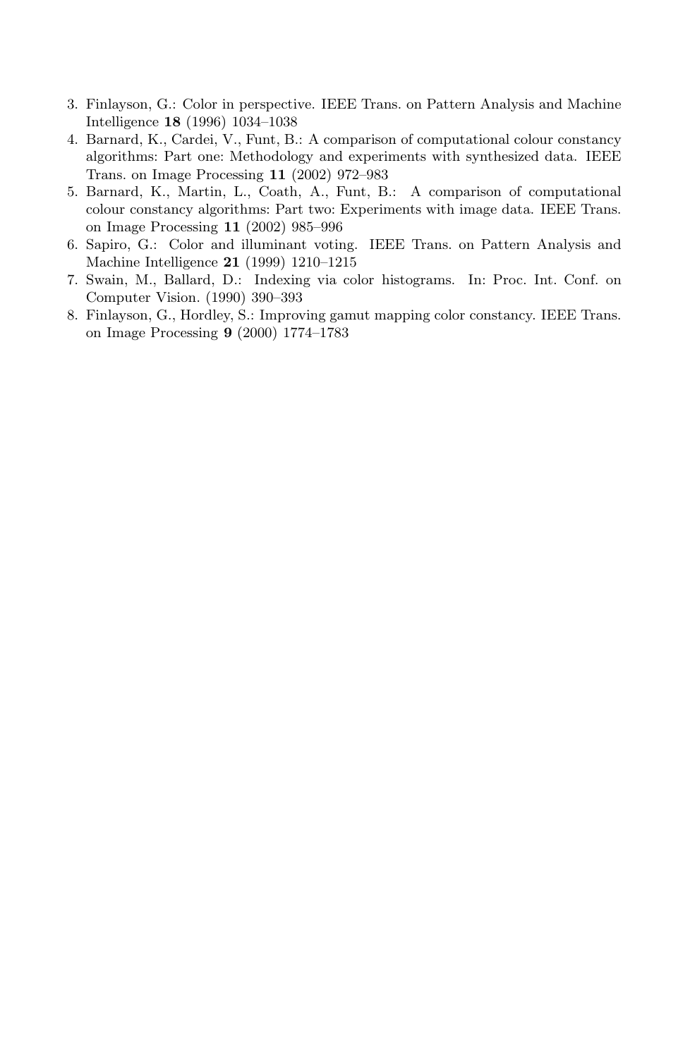3. Finlayson, G.: Color in perspective. IEEE Trans. on Pattern Analysis and Machine Intelligence **18** (1996) 1034–1038
4. Barnard, K., Cardei, V., Funt, B.: A comparison of computational colour constancy algorithms: Part one: Methodology and experiments with synthesized data. IEEE Trans. on Image Processing **11** (2002) 972–983
5. Barnard, K., Martin, L., Coath, A., Funt, B.: A comparison of computational colour constancy algorithms: Part two: Experiments with image data. IEEE Trans. on Image Processing **11** (2002) 985–996
6. Sapiro, G.: Color and illuminant voting. IEEE Trans. on Pattern Analysis and Machine Intelligence **21** (1999) 1210–1215
7. Swain, M., Ballard, D.: Indexing via color histograms. In: Proc. Int. Conf. on Computer Vision. (1990) 390–393
8. Finlayson, G., Hordley, S.: Improving gamut mapping color constancy. IEEE Trans. on Image Processing **9** (2000) 1774–1783